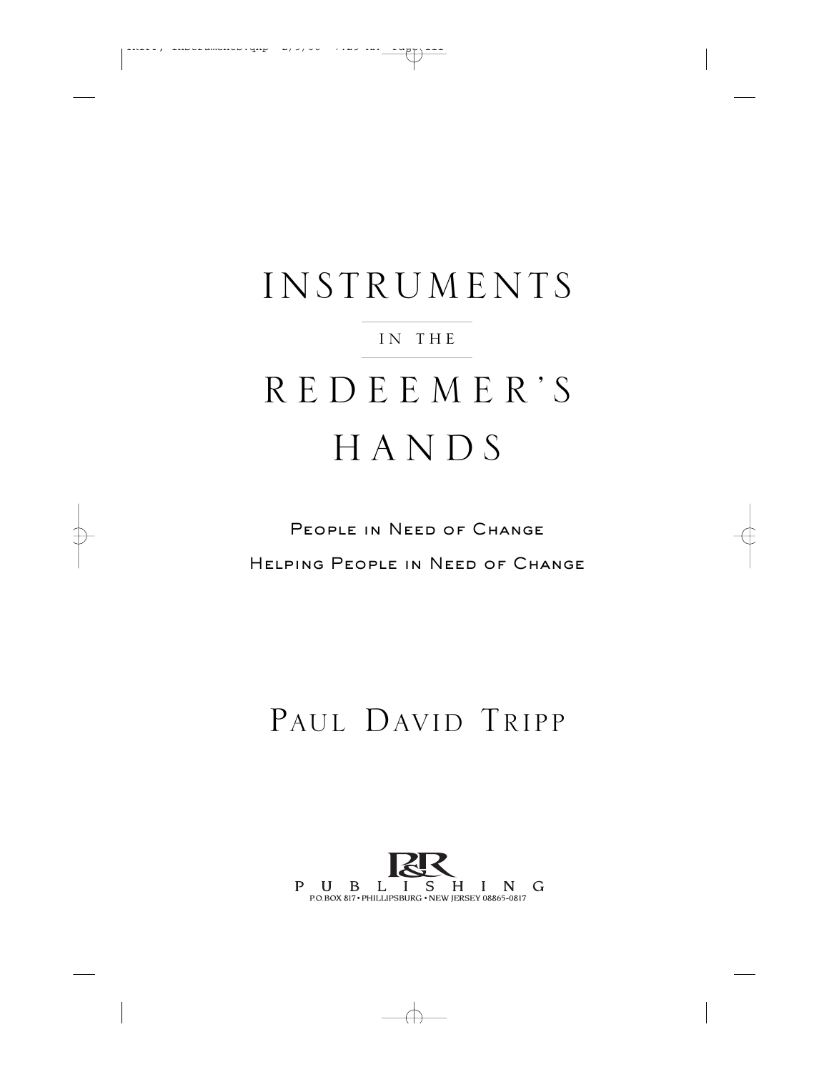# INSTRUMENTS

IN THE

# REDEEMER'S HANDS

People in Need of Change

Helping People in Need of Change

PAUL DAVID TRIPP

P&R PUBLISHING

P.O.BOX 817 • PHILLIPSBURG • NEW JERSEY 08865-0817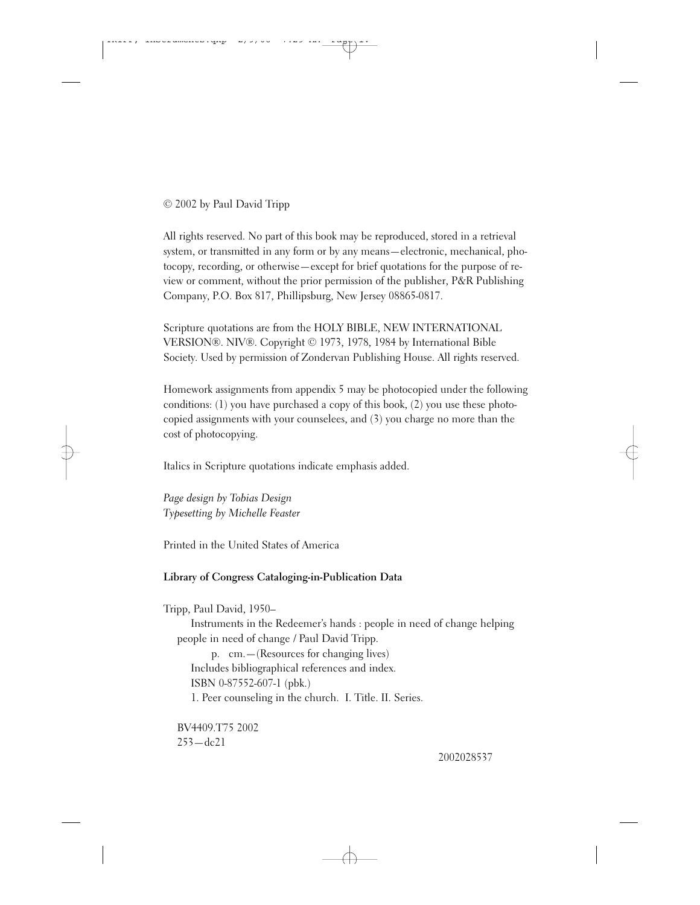© 2002 by Paul David Tripp

All rights reserved. No part of this book may be reproduced, stored in a retrieval system, or transmitted in any form or by any means—electronic, mechanical, photocopy, recording, or otherwise—except for brief quotations for the purpose of review or comment, without the prior permission of the publisher, P&R Publishing Company, P.O. Box 817, Phillipsburg, New Jersey 08865-0817.

Scripture quotations are from the HOLY BIBLE, NEW INTERNATIONAL VERSION®. NIV®. Copyright © 1973, 1978, 1984 by International Bible Society. Used by permission of Zondervan Publishing House. All rights reserved.

Homework assignments from appendix 5 may be photocopied under the following conditions: (1) you have purchased a copy of this book, (2) you use these photocopied assignments with your counselees, and (3) you charge no more than the cost of photocopying.

Italics in Scripture quotations indicate emphasis added.

*Page design by Tobias Design*
*Typesetting by Michelle Feaster*

Printed in the United States of America

**Library of Congress Cataloging-in-Publication Data**

Tripp, Paul David, 1950–
Instruments in the Redeemer's hands : people in need of change helping people in need of change / Paul David Tripp.
p. cm.—(Resources for changing lives)
Includes bibliographical references and index.
ISBN 0-87552-607-1 (pbk.)
1. Peer counseling in the church. I. Title. II. Series.

BV4409.T75 2002
253—dc21

2002028537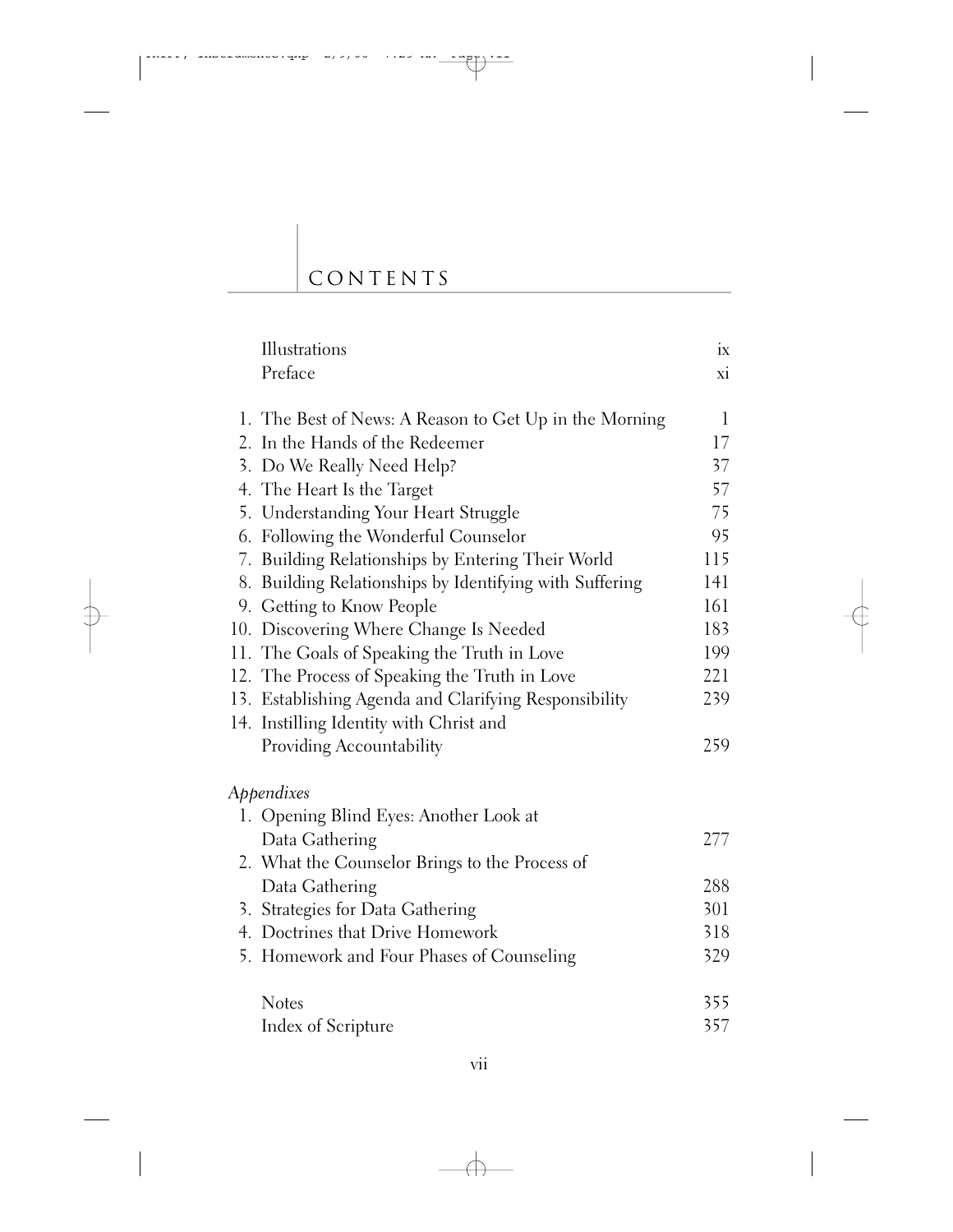# CONTENTS

| | |
|---|---|
| Illustrations | ix |
| Preface | xi |
| 1. The Best of News: A Reason to Get Up in the Morning | 1 |
| 2. In the Hands of the Redeemer | 17 |
| 3. Do We Really Need Help? | 37 |
| 4. The Heart Is the Target | 57 |
| 5. Understanding Your Heart Struggle | 75 |
| 6. Following the Wonderful Counselor | 95 |
| 7. Building Relationships by Entering Their World | 115 |
| 8. Building Relationships by Identifying with Suffering | 141 |
| 9. Getting to Know People | 161 |
| 10. Discovering Where Change Is Needed | 183 |
| 11. The Goals of Speaking the Truth in Love | 199 |
| 12. The Process of Speaking the Truth in Love | 221 |
| 13. Establishing Agenda and Clarifying Responsibility | 239 |
| 14. Instilling Identity with Christ and Providing Accountability | 259 |
| *Appendixes* | |
| 1. Opening Blind Eyes: Another Look at Data Gathering | 277 |
| 2. What the Counselor Brings to the Process of Data Gathering | 288 |
| 3. Strategies for Data Gathering | 301 |
| 4. Doctrines that Drive Homework | 318 |
| 5. Homework and Four Phases of Counseling | 329 |
| Notes | 355 |
| Index of Scripture | 357 |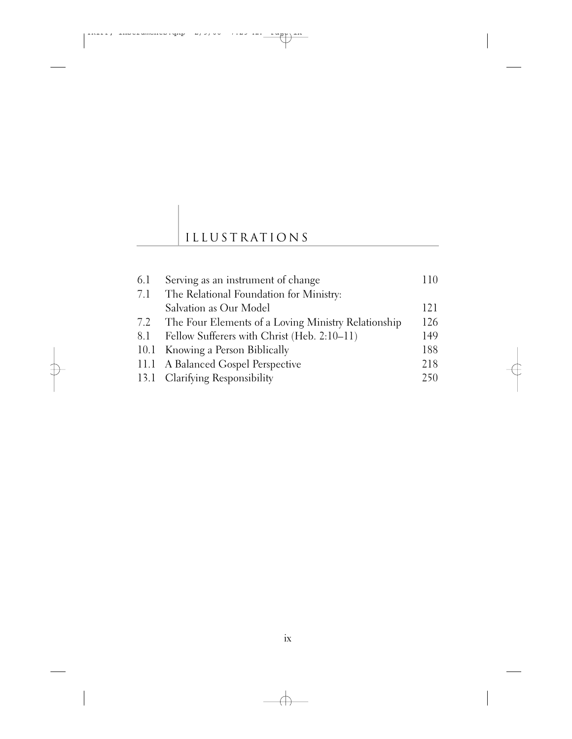# ILLUSTRATIONS

| | | |
|---|---|---|
| 6.1 | Serving as an instrument of change | 110 |
| 7.1 | The Relational Foundation for Ministry: Salvation as Our Model | 121 |
| 7.2 | The Four Elements of a Loving Ministry Relationship | 126 |
| 8.1 | Fellow Sufferers with Christ (Heb. 2:10–11) | 149 |
| 10.1 | Knowing a Person Biblically | 188 |
| 11.1 | A Balanced Gospel Perspective | 218 |
| 13.1 | Clarifying Responsibility | 250 |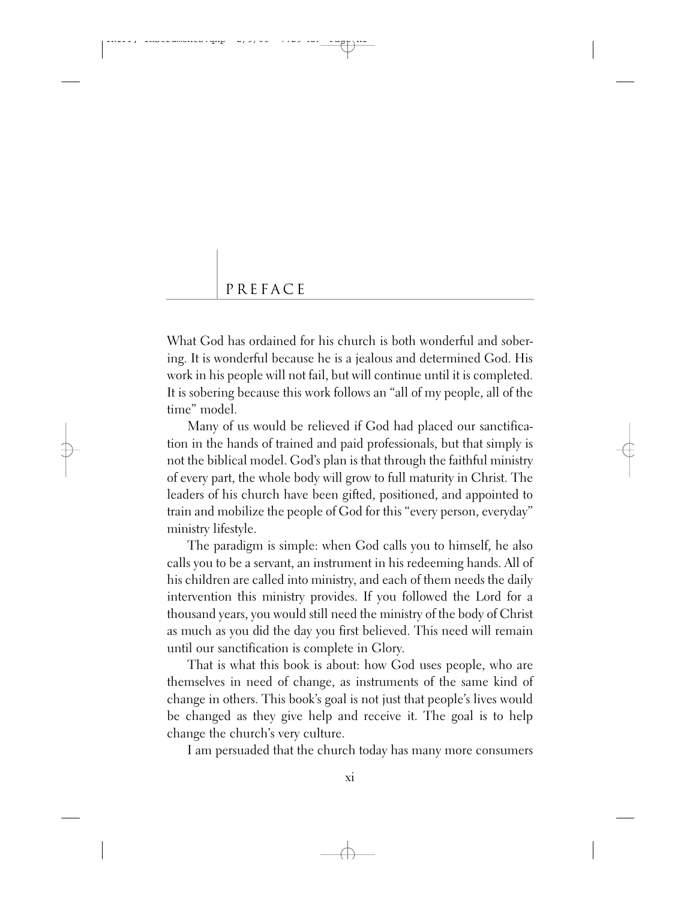# PREFACE

What God has ordained for his church is both wonderful and sobering. It is wonderful because he is a jealous and determined God. His work in his people will not fail, but will continue until it is completed. It is sobering because this work follows an "all of my people, all of the time" model.

Many of us would be relieved if God had placed our sanctification in the hands of trained and paid professionals, but that simply is not the biblical model. God's plan is that through the faithful ministry of every part, the whole body will grow to full maturity in Christ. The leaders of his church have been gifted, positioned, and appointed to train and mobilize the people of God for this "every person, everyday" ministry lifestyle.

The paradigm is simple: when God calls you to himself, he also calls you to be a servant, an instrument in his redeeming hands. All of his children are called into ministry, and each of them needs the daily intervention this ministry provides. If you followed the Lord for a thousand years, you would still need the ministry of the body of Christ as much as you did the day you first believed. This need will remain until our sanctification is complete in Glory.

That is what this book is about: how God uses people, who are themselves in need of change, as instruments of the same kind of change in others. This book's goal is not just that people's lives would be changed as they give help and receive it. The goal is to help change the church's very culture.

I am persuaded that the church today has many more consumers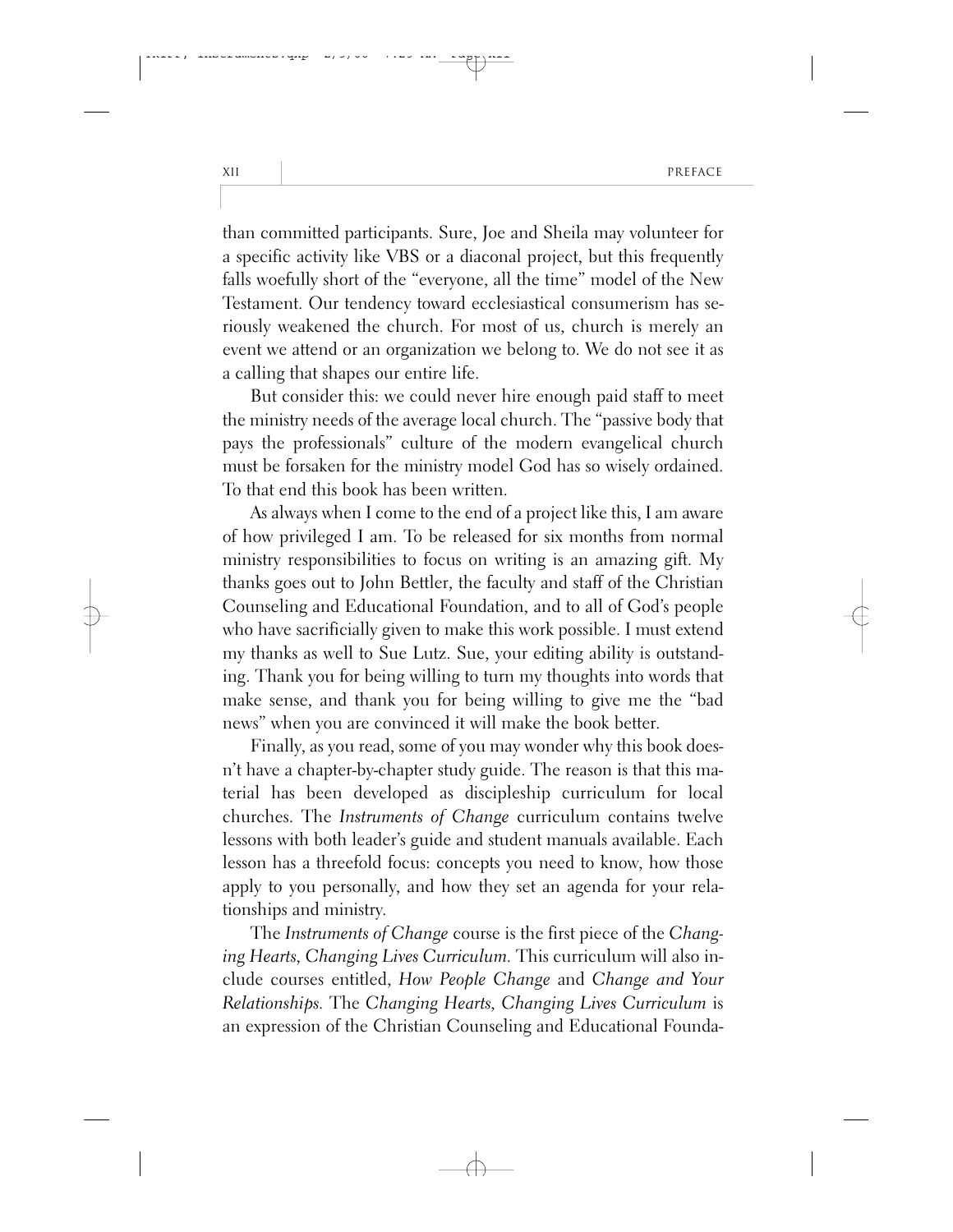than committed participants. Sure, Joe and Sheila may volunteer for a specific activity like VBS or a diaconal project, but this frequently falls woefully short of the "everyone, all the time" model of the New Testament. Our tendency toward ecclesiastical consumerism has seriously weakened the church. For most of us, church is merely an event we attend or an organization we belong to. We do not see it as a calling that shapes our entire life.

But consider this: we could never hire enough paid staff to meet the ministry needs of the average local church. The "passive body that pays the professionals" culture of the modern evangelical church must be forsaken for the ministry model God has so wisely ordained. To that end this book has been written.

As always when I come to the end of a project like this, I am aware of how privileged I am. To be released for six months from normal ministry responsibilities to focus on writing is an amazing gift. My thanks goes out to John Bettler, the faculty and staff of the Christian Counseling and Educational Foundation, and to all of God's people who have sacrificially given to make this work possible. I must extend my thanks as well to Sue Lutz. Sue, your editing ability is outstanding. Thank you for being willing to turn my thoughts into words that make sense, and thank you for being willing to give me the "bad news" when you are convinced it will make the book better.

Finally, as you read, some of you may wonder why this book doesn't have a chapter-by-chapter study guide. The reason is that this material has been developed as discipleship curriculum for local churches. The *Instruments of Change* curriculum contains twelve lessons with both leader's guide and student manuals available. Each lesson has a threefold focus: concepts you need to know, how those apply to you personally, and how they set an agenda for your relationships and ministry.

The *Instruments of Change* course is the first piece of the *Changing Hearts, Changing Lives Curriculum*. This curriculum will also include courses entitled, *How People Change* and *Change and Your Relationships*. The *Changing Hearts, Changing Lives Curriculum* is an expression of the Christian Counseling and Educational Founda-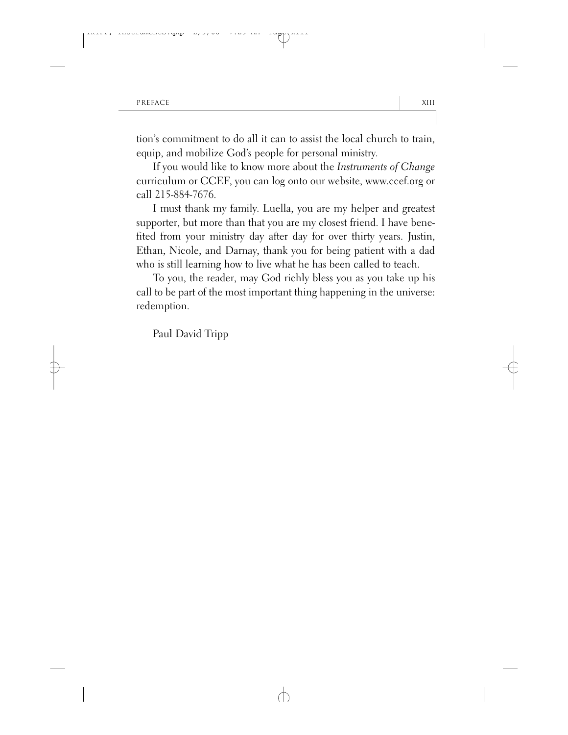tion's commitment to do all it can to assist the local church to train, equip, and mobilize God's people for personal ministry.

If you would like to know more about the *Instruments of Change* curriculum or CCEF, you can log onto our website, www.ccef.org or call 215-884-7676.

I must thank my family. Luella, you are my helper and greatest supporter, but more than that you are my closest friend. I have benefited from your ministry day after day for over thirty years. Justin, Ethan, Nicole, and Darnay, thank you for being patient with a dad who is still learning how to live what he has been called to teach.

To you, the reader, may God richly bless you as you take up his call to be part of the most important thing happening in the universe: redemption.

Paul David Tripp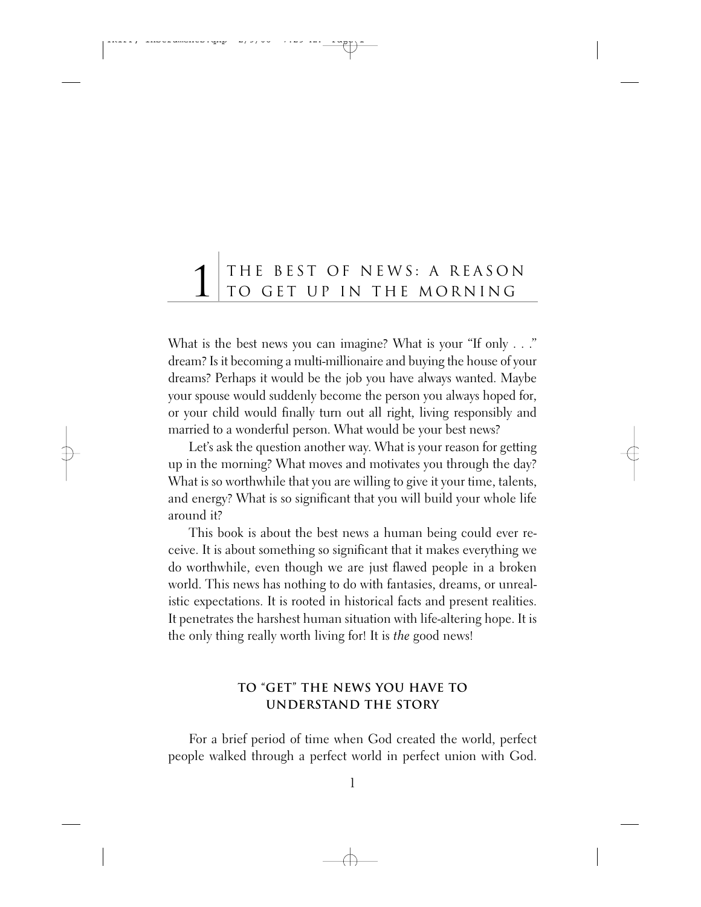# 1 THE BEST OF NEWS: A REASON TO GET UP IN THE MORNING

What is the best news you can imagine? What is your "If only . . ." dream? Is it becoming a multi-millionaire and buying the house of your dreams? Perhaps it would be the job you have always wanted. Maybe your spouse would suddenly become the person you always hoped for, or your child would finally turn out all right, living responsibly and married to a wonderful person. What would be your best news?

Let's ask the question another way. What is your reason for getting up in the morning? What moves and motivates you through the day? What is so worthwhile that you are willing to give it your time, talents, and energy? What is so significant that you will build your whole life around it?

This book is about the best news a human being could ever receive. It is about something so significant that it makes everything we do worthwhile, even though we are just flawed people in a broken world. This news has nothing to do with fantasies, dreams, or unrealistic expectations. It is rooted in historical facts and present realities. It penetrates the harshest human situation with life-altering hope. It is the only thing really worth living for! It is *the* good news!

## TO "GET" THE NEWS YOU HAVE TO UNDERSTAND THE STORY

For a brief period of time when God created the world, perfect people walked through a perfect world in perfect union with God.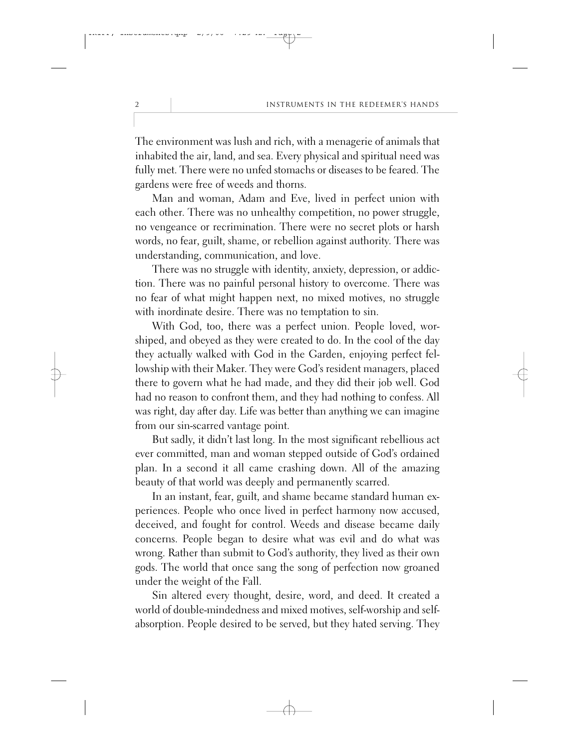The environment was lush and rich, with a menagerie of animals that inhabited the air, land, and sea. Every physical and spiritual need was fully met. There were no unfed stomachs or diseases to be feared. The gardens were free of weeds and thorns.

Man and woman, Adam and Eve, lived in perfect union with each other. There was no unhealthy competition, no power struggle, no vengeance or recrimination. There were no secret plots or harsh words, no fear, guilt, shame, or rebellion against authority. There was understanding, communication, and love.

There was no struggle with identity, anxiety, depression, or addiction. There was no painful personal history to overcome. There was no fear of what might happen next, no mixed motives, no struggle with inordinate desire. There was no temptation to sin.

With God, too, there was a perfect union. People loved, worshiped, and obeyed as they were created to do. In the cool of the day they actually walked with God in the Garden, enjoying perfect fellowship with their Maker. They were God's resident managers, placed there to govern what he had made, and they did their job well. God had no reason to confront them, and they had nothing to confess. All was right, day after day. Life was better than anything we can imagine from our sin-scarred vantage point.

But sadly, it didn't last long. In the most significant rebellious act ever committed, man and woman stepped outside of God's ordained plan. In a second it all came crashing down. All of the amazing beauty of that world was deeply and permanently scarred.

In an instant, fear, guilt, and shame became standard human experiences. People who once lived in perfect harmony now accused, deceived, and fought for control. Weeds and disease became daily concerns. People began to desire what was evil and do what was wrong. Rather than submit to God's authority, they lived as their own gods. The world that once sang the song of perfection now groaned under the weight of the Fall.

Sin altered every thought, desire, word, and deed. It created a world of double-mindedness and mixed motives, self-worship and self-absorption. People desired to be served, but they hated serving. They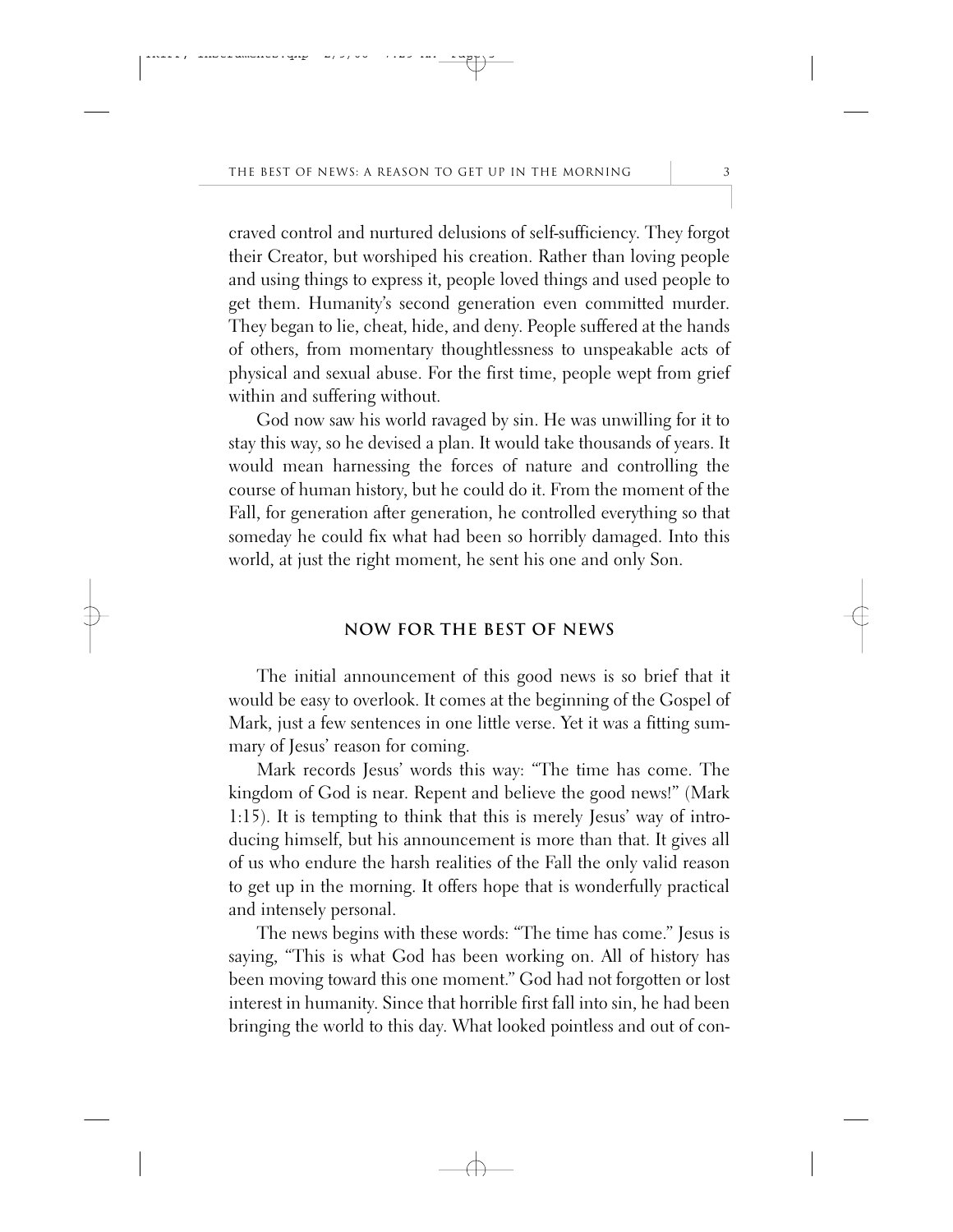craved control and nurtured delusions of self-sufficiency. They forgot their Creator, but worshiped his creation. Rather than loving people and using things to express it, people loved things and used people to get them. Humanity's second generation even committed murder. They began to lie, cheat, hide, and deny. People suffered at the hands of others, from momentary thoughtlessness to unspeakable acts of physical and sexual abuse. For the first time, people wept from grief within and suffering without.

God now saw his world ravaged by sin. He was unwilling for it to stay this way, so he devised a plan. It would take thousands of years. It would mean harnessing the forces of nature and controlling the course of human history, but he could do it. From the moment of the Fall, for generation after generation, he controlled everything so that someday he could fix what had been so horribly damaged. Into this world, at just the right moment, he sent his one and only Son.

## NOW FOR THE BEST OF NEWS

The initial announcement of this good news is so brief that it would be easy to overlook. It comes at the beginning of the Gospel of Mark, just a few sentences in one little verse. Yet it was a fitting summary of Jesus' reason for coming.

Mark records Jesus' words this way: "The time has come. The kingdom of God is near. Repent and believe the good news!" (Mark 1:15). It is tempting to think that this is merely Jesus' way of introducing himself, but his announcement is more than that. It gives all of us who endure the harsh realities of the Fall the only valid reason to get up in the morning. It offers hope that is wonderfully practical and intensely personal.

The news begins with these words: "The time has come." Jesus is saying, "This is what God has been working on. All of history has been moving toward this one moment." God had not forgotten or lost interest in humanity. Since that horrible first fall into sin, he had been bringing the world to this day. What looked pointless and out of con-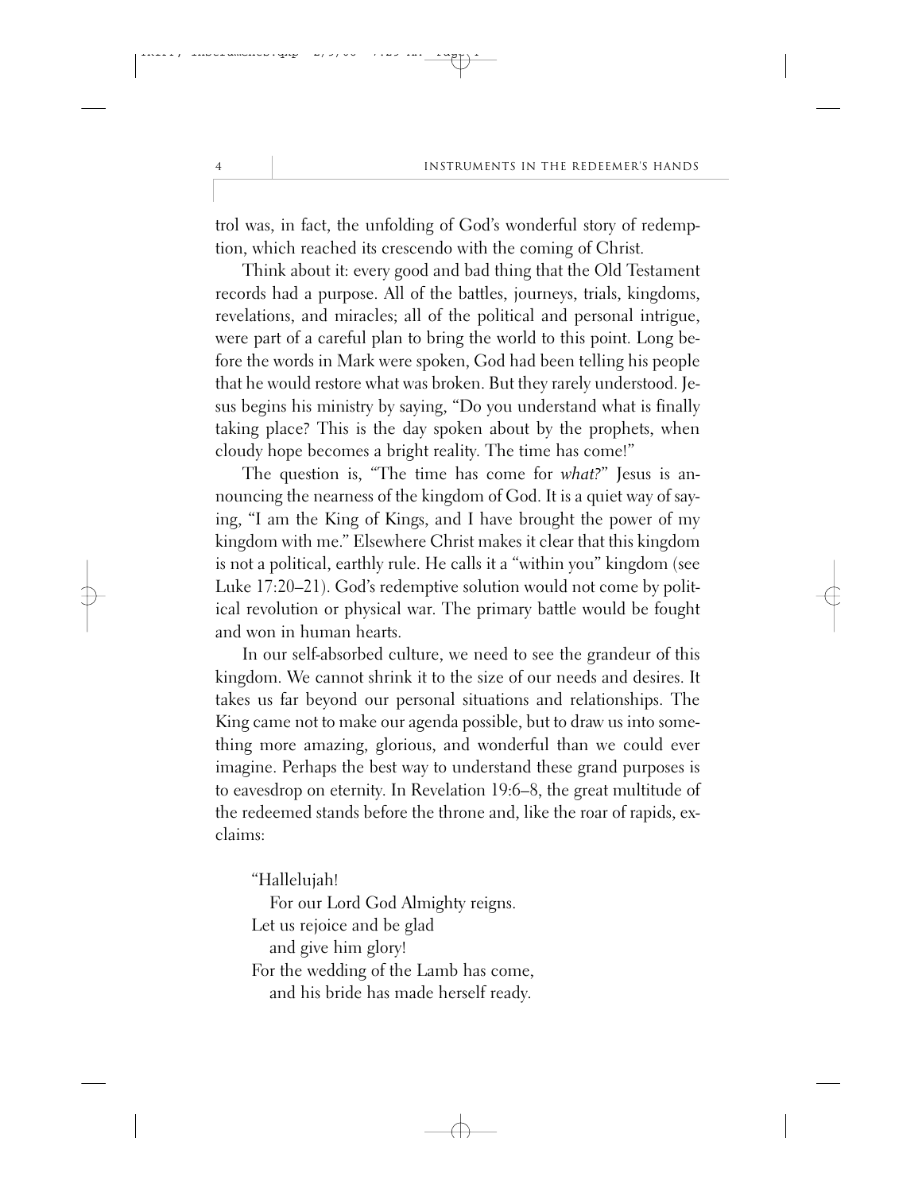trol was, in fact, the unfolding of God's wonderful story of redemption, which reached its crescendo with the coming of Christ.

Think about it: every good and bad thing that the Old Testament records had a purpose. All of the battles, journeys, trials, kingdoms, revelations, and miracles; all of the political and personal intrigue, were part of a careful plan to bring the world to this point. Long before the words in Mark were spoken, God had been telling his people that he would restore what was broken. But they rarely understood. Jesus begins his ministry by saying, "Do you understand what is finally taking place? This is the day spoken about by the prophets, when cloudy hope becomes a bright reality. The time has come!"

The question is, "The time has come for *what*?" Jesus is announcing the nearness of the kingdom of God. It is a quiet way of saying, "I am the King of Kings, and I have brought the power of my kingdom with me." Elsewhere Christ makes it clear that this kingdom is not a political, earthly rule. He calls it a "within you" kingdom (see Luke 17:20–21). God's redemptive solution would not come by political revolution or physical war. The primary battle would be fought and won in human hearts.

In our self-absorbed culture, we need to see the grandeur of this kingdom. We cannot shrink it to the size of our needs and desires. It takes us far beyond our personal situations and relationships. The King came not to make our agenda possible, but to draw us into something more amazing, glorious, and wonderful than we could ever imagine. Perhaps the best way to understand these grand purposes is to eavesdrop on eternity. In Revelation 19:6–8, the great multitude of the redeemed stands before the throne and, like the roar of rapids, exclaims:

> "Hallelujah!
> For our Lord God Almighty reigns.
> Let us rejoice and be glad
> and give him glory!
> For the wedding of the Lamb has come,
> and his bride has made herself ready.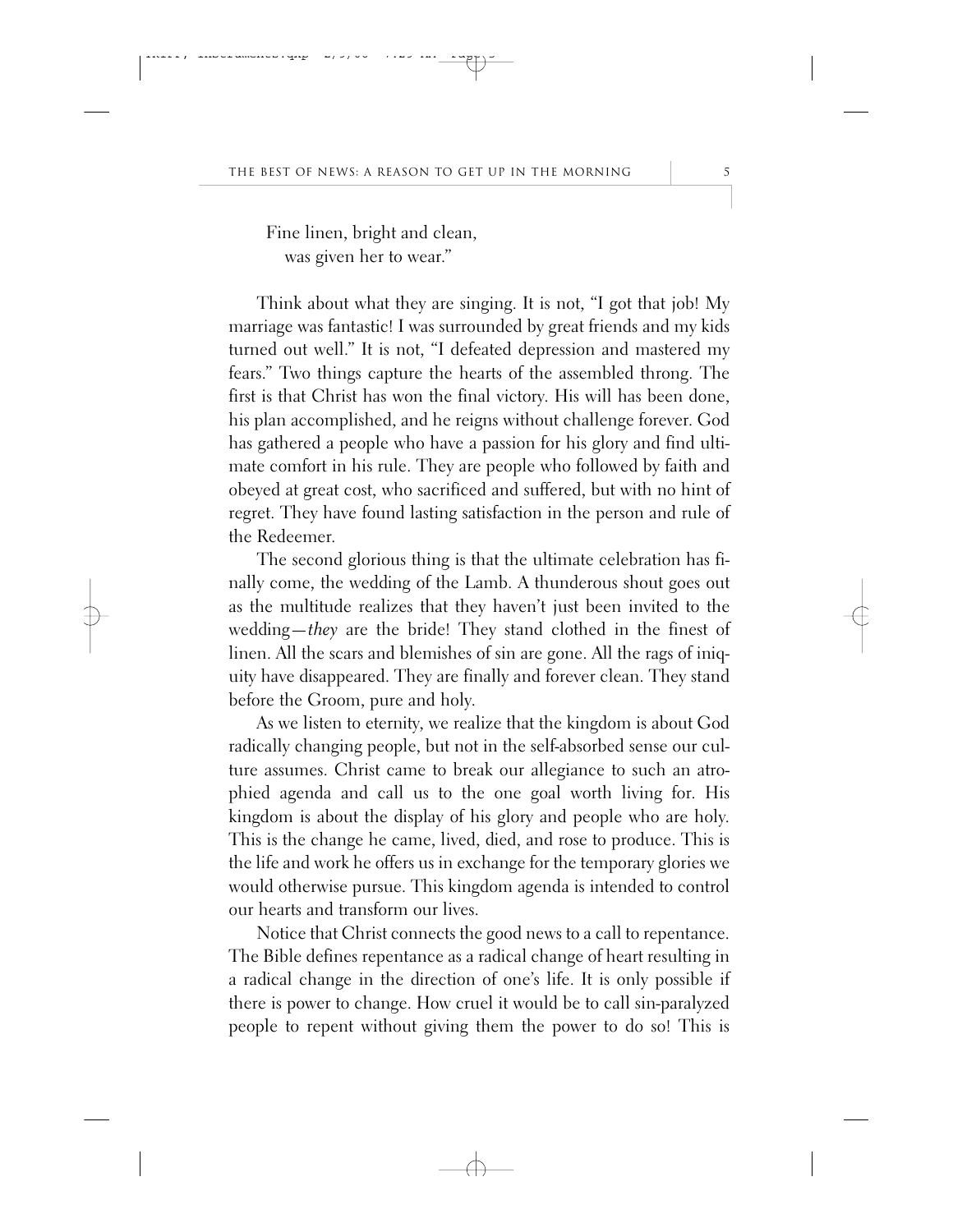Fine linen, bright and clean,
was given her to wear."

Think about what they are singing. It is not, "I got that job! My marriage was fantastic! I was surrounded by great friends and my kids turned out well." It is not, "I defeated depression and mastered my fears." Two things capture the hearts of the assembled throng. The first is that Christ has won the final victory. His will has been done, his plan accomplished, and he reigns without challenge forever. God has gathered a people who have a passion for his glory and find ultimate comfort in his rule. They are people who followed by faith and obeyed at great cost, who sacrificed and suffered, but with no hint of regret. They have found lasting satisfaction in the person and rule of the Redeemer.

The second glorious thing is that the ultimate celebration has finally come, the wedding of the Lamb. A thunderous shout goes out as the multitude realizes that they haven't just been invited to the wedding—*they* are the bride! They stand clothed in the finest of linen. All the scars and blemishes of sin are gone. All the rags of iniquity have disappeared. They are finally and forever clean. They stand before the Groom, pure and holy.

As we listen to eternity, we realize that the kingdom is about God radically changing people, but not in the self-absorbed sense our culture assumes. Christ came to break our allegiance to such an atrophied agenda and call us to the one goal worth living for. His kingdom is about the display of his glory and people who are holy. This is the change he came, lived, died, and rose to produce. This is the life and work he offers us in exchange for the temporary glories we would otherwise pursue. This kingdom agenda is intended to control our hearts and transform our lives.

Notice that Christ connects the good news to a call to repentance. The Bible defines repentance as a radical change of heart resulting in a radical change in the direction of one's life. It is only possible if there is power to change. How cruel it would be to call sin-paralyzed people to repent without giving them the power to do so! This is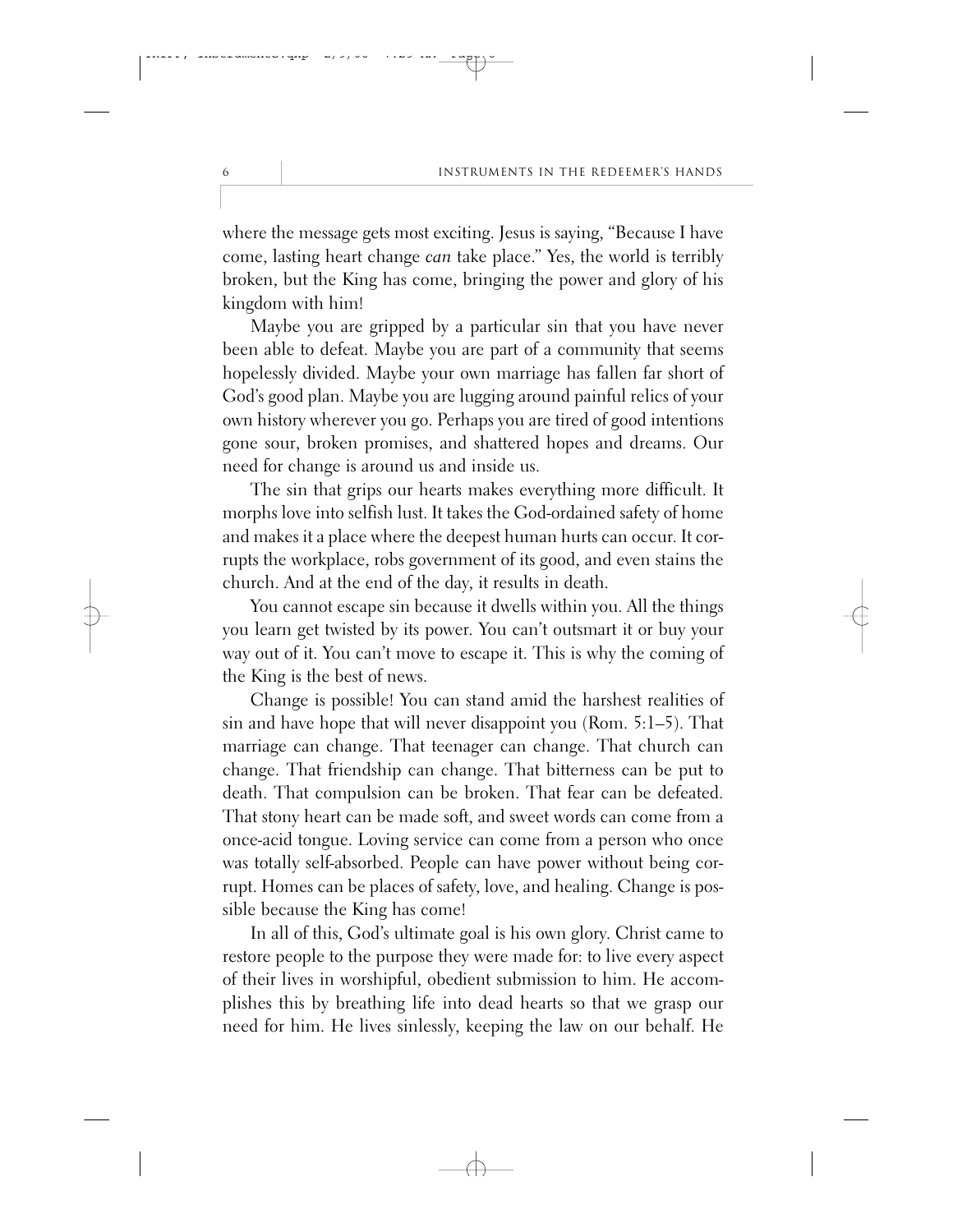where the message gets most exciting. Jesus is saying, "Because I have come, lasting heart change *can* take place." Yes, the world is terribly broken, but the King has come, bringing the power and glory of his kingdom with him!

Maybe you are gripped by a particular sin that you have never been able to defeat. Maybe you are part of a community that seems hopelessly divided. Maybe your own marriage has fallen far short of God's good plan. Maybe you are lugging around painful relics of your own history wherever you go. Perhaps you are tired of good intentions gone sour, broken promises, and shattered hopes and dreams. Our need for change is around us and inside us.

The sin that grips our hearts makes everything more difficult. It morphs love into selfish lust. It takes the God-ordained safety of home and makes it a place where the deepest human hurts can occur. It corrupts the workplace, robs government of its good, and even stains the church. And at the end of the day, it results in death.

You cannot escape sin because it dwells within you. All the things you learn get twisted by its power. You can't outsmart it or buy your way out of it. You can't move to escape it. This is why the coming of the King is the best of news.

Change is possible! You can stand amid the harshest realities of sin and have hope that will never disappoint you (Rom. 5:1–5). That marriage can change. That teenager can change. That church can change. That friendship can change. That bitterness can be put to death. That compulsion can be broken. That fear can be defeated. That stony heart can be made soft, and sweet words can come from a once-acid tongue. Loving service can come from a person who once was totally self-absorbed. People can have power without being corrupt. Homes can be places of safety, love, and healing. Change is possible because the King has come!

In all of this, God's ultimate goal is his own glory. Christ came to restore people to the purpose they were made for: to live every aspect of their lives in worshipful, obedient submission to him. He accomplishes this by breathing life into dead hearts so that we grasp our need for him. He lives sinlessly, keeping the law on our behalf. He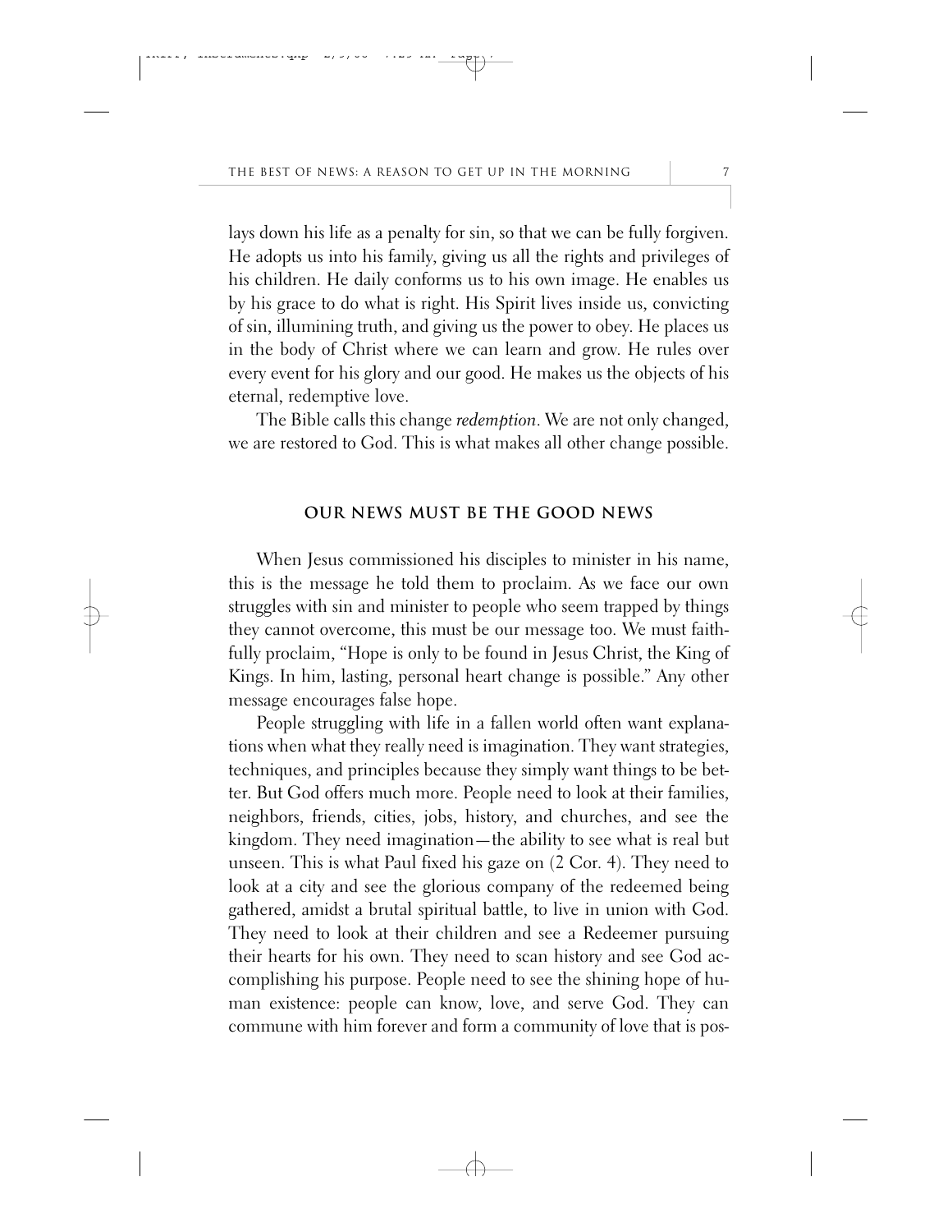lays down his life as a penalty for sin, so that we can be fully forgiven. He adopts us into his family, giving us all the rights and privileges of his children. He daily conforms us to his own image. He enables us by his grace to do what is right. His Spirit lives inside us, convicting of sin, illumining truth, and giving us the power to obey. He places us in the body of Christ where we can learn and grow. He rules over every event for his glory and our good. He makes us the objects of his eternal, redemptive love.

The Bible calls this change *redemption*. We are not only changed, we are restored to God. This is what makes all other change possible.

## OUR NEWS MUST BE THE GOOD NEWS

When Jesus commissioned his disciples to minister in his name, this is the message he told them to proclaim. As we face our own struggles with sin and minister to people who seem trapped by things they cannot overcome, this must be our message too. We must faithfully proclaim, "Hope is only to be found in Jesus Christ, the King of Kings. In him, lasting, personal heart change is possible." Any other message encourages false hope.

People struggling with life in a fallen world often want explanations when what they really need is imagination. They want strategies, techniques, and principles because they simply want things to be better. But God offers much more. People need to look at their families, neighbors, friends, cities, jobs, history, and churches, and see the kingdom. They need imagination—the ability to see what is real but unseen. This is what Paul fixed his gaze on (2 Cor. 4). They need to look at a city and see the glorious company of the redeemed being gathered, amidst a brutal spiritual battle, to live in union with God. They need to look at their children and see a Redeemer pursuing their hearts for his own. They need to scan history and see God accomplishing his purpose. People need to see the shining hope of human existence: people can know, love, and serve God. They can commune with him forever and form a community of love that is pos-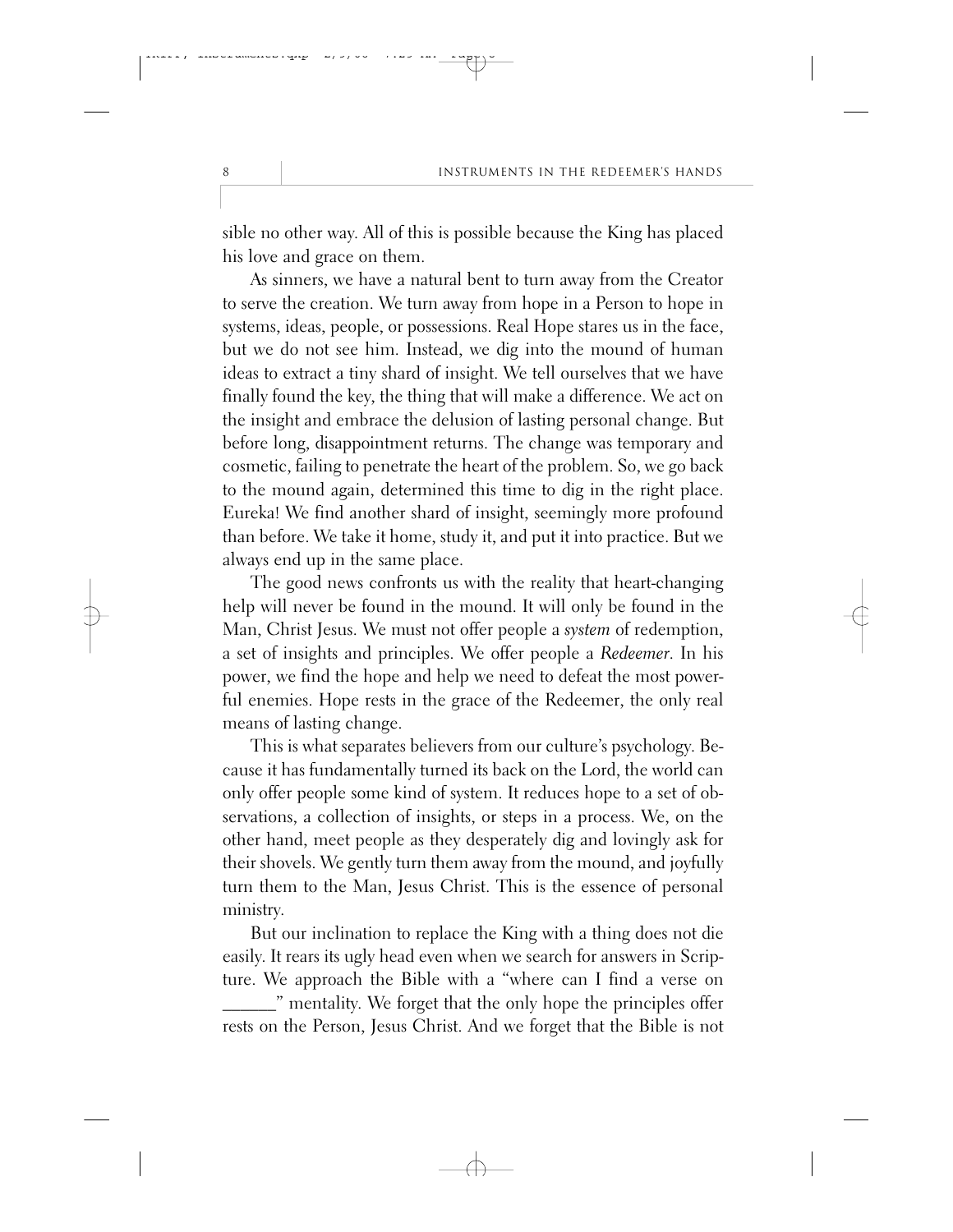sible no other way. All of this is possible because the King has placed his love and grace on them.

As sinners, we have a natural bent to turn away from the Creator to serve the creation. We turn away from hope in a Person to hope in systems, ideas, people, or possessions. Real Hope stares us in the face, but we do not see him. Instead, we dig into the mound of human ideas to extract a tiny shard of insight. We tell ourselves that we have finally found the key, the thing that will make a difference. We act on the insight and embrace the delusion of lasting personal change. But before long, disappointment returns. The change was temporary and cosmetic, failing to penetrate the heart of the problem. So, we go back to the mound again, determined this time to dig in the right place. Eureka! We find another shard of insight, seemingly more profound than before. We take it home, study it, and put it into practice. But we always end up in the same place.

The good news confronts us with the reality that heart-changing help will never be found in the mound. It will only be found in the Man, Christ Jesus. We must not offer people a *system* of redemption, a set of insights and principles. We offer people a *Redeemer*. In his power, we find the hope and help we need to defeat the most powerful enemies. Hope rests in the grace of the Redeemer, the only real means of lasting change.

This is what separates believers from our culture's psychology. Because it has fundamentally turned its back on the Lord, the world can only offer people some kind of system. It reduces hope to a set of observations, a collection of insights, or steps in a process. We, on the other hand, meet people as they desperately dig and lovingly ask for their shovels. We gently turn them away from the mound, and joyfully turn them to the Man, Jesus Christ. This is the essence of personal ministry.

But our inclination to replace the King with a thing does not die easily. It rears its ugly head even when we search for answers in Scripture. We approach the Bible with a "where can I find a verse on ______" mentality. We forget that the only hope the principles offer rests on the Person, Jesus Christ. And we forget that the Bible is not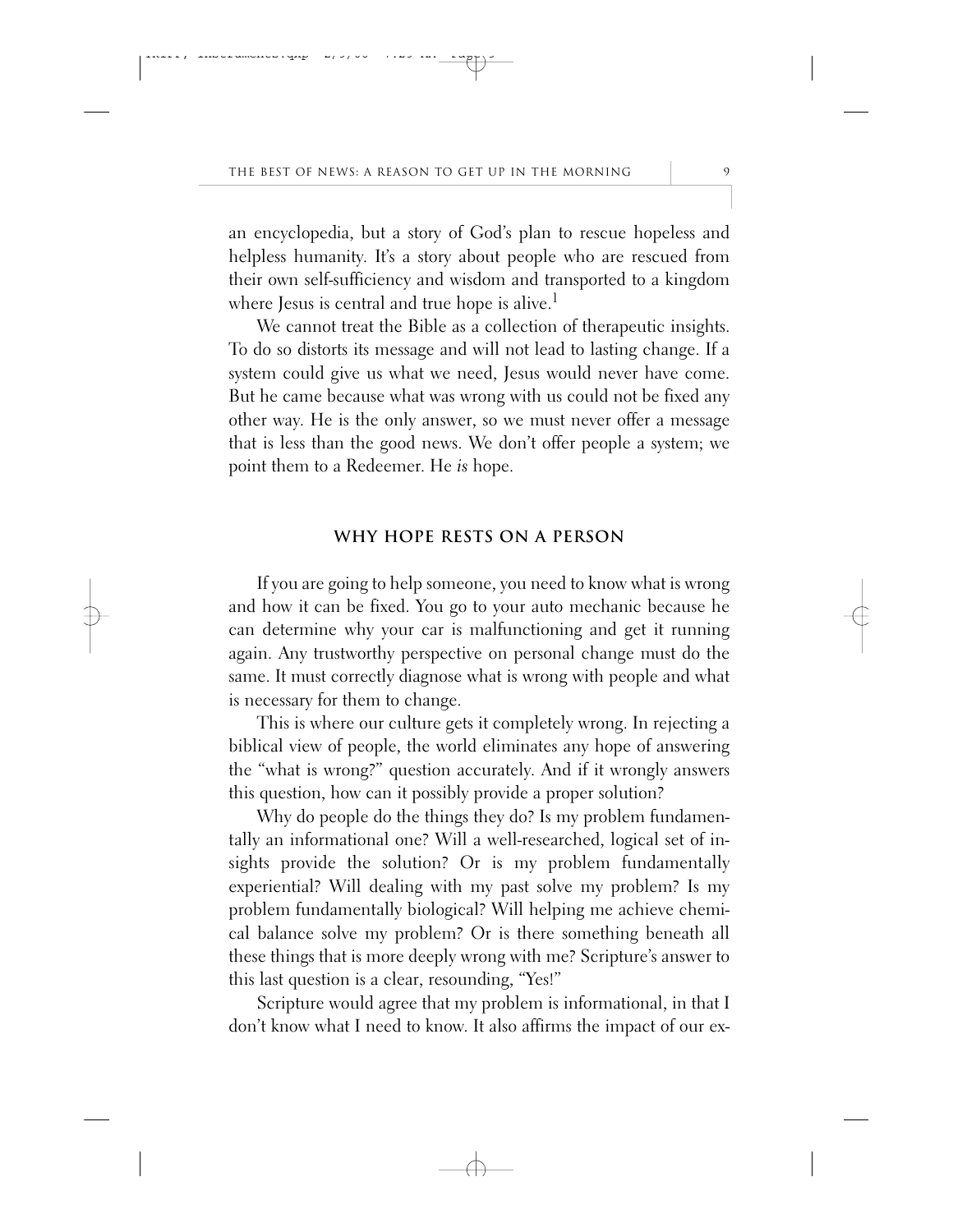an encyclopedia, but a story of God's plan to rescue hopeless and helpless humanity. It's a story about people who are rescued from their own self-sufficiency and wisdom and transported to a kingdom where Jesus is central and true hope is alive.[1]

We cannot treat the Bible as a collection of therapeutic insights. To do so distorts its message and will not lead to lasting change. If a system could give us what we need, Jesus would never have come. But he came because what was wrong with us could not be fixed any other way. He is the only answer, so we must never offer a message that is less than the good news. We don't offer people a system; we point them to a Redeemer. He *is* hope.

## WHY HOPE RESTS ON A PERSON

If you are going to help someone, you need to know what is wrong and how it can be fixed. You go to your auto mechanic because he can determine why your car is malfunctioning and get it running again. Any trustworthy perspective on personal change must do the same. It must correctly diagnose what is wrong with people and what is necessary for them to change.

This is where our culture gets it completely wrong. In rejecting a biblical view of people, the world eliminates any hope of answering the "what is wrong?" question accurately. And if it wrongly answers this question, how can it possibly provide a proper solution?

Why do people do the things they do? Is my problem fundamentally an informational one? Will a well-researched, logical set of insights provide the solution? Or is my problem fundamentally experiential? Will dealing with my past solve my problem? Is my problem fundamentally biological? Will helping me achieve chemical balance solve my problem? Or is there something beneath all these things that is more deeply wrong with me? Scripture's answer to this last question is a clear, resounding, "Yes!"

Scripture would agree that my problem is informational, in that I don't know what I need to know. It also affirms the impact of our ex-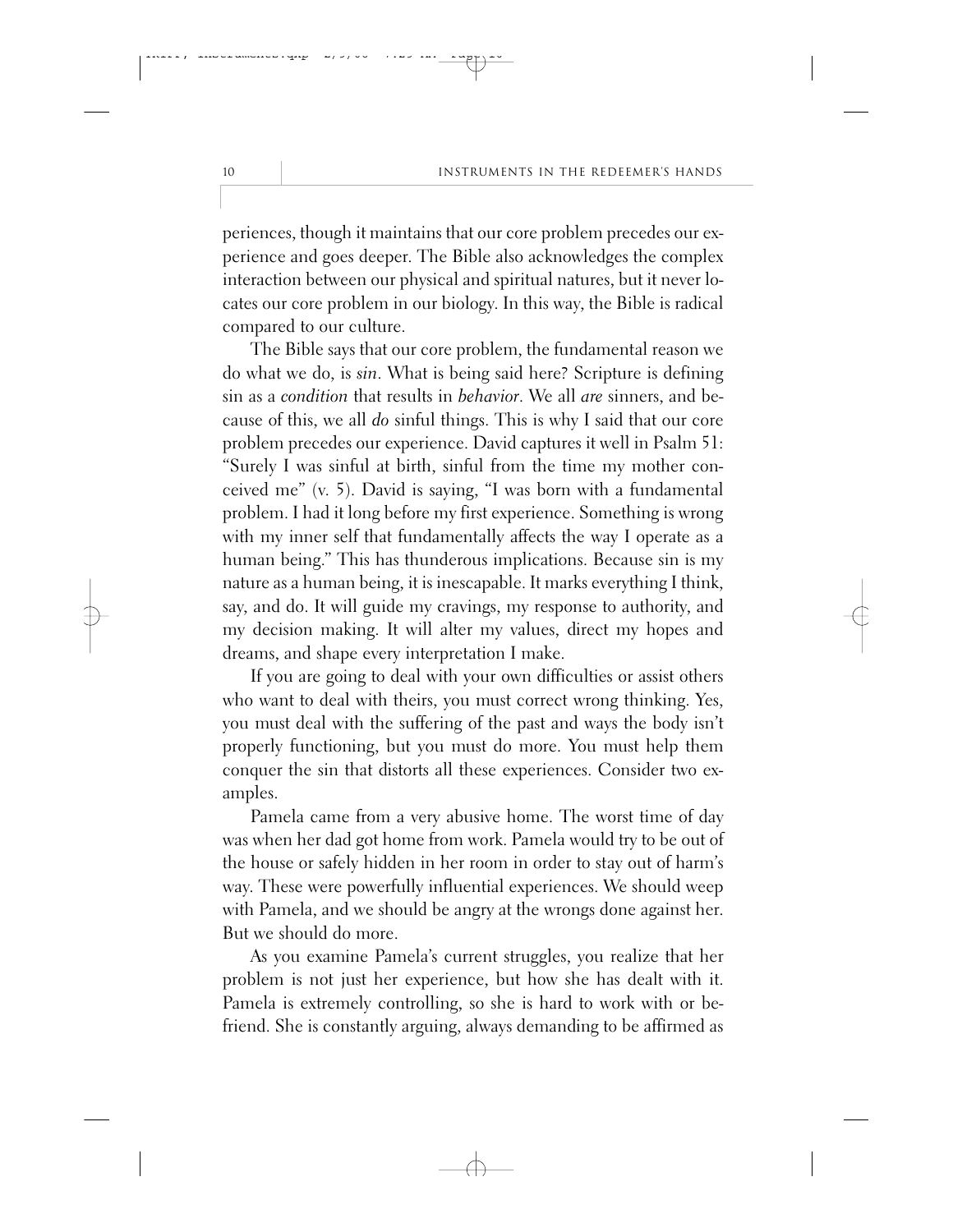periences, though it maintains that our core problem precedes our experience and goes deeper. The Bible also acknowledges the complex interaction between our physical and spiritual natures, but it never locates our core problem in our biology. In this way, the Bible is radical compared to our culture.

The Bible says that our core problem, the fundamental reason we do what we do, is *sin*. What is being said here? Scripture is defining sin as a *condition* that results in *behavior*. We all *are* sinners, and because of this, we all *do* sinful things. This is why I said that our core problem precedes our experience. David captures it well in Psalm 51: "Surely I was sinful at birth, sinful from the time my mother conceived me" (v. 5). David is saying, "I was born with a fundamental problem. I had it long before my first experience. Something is wrong with my inner self that fundamentally affects the way I operate as a human being." This has thunderous implications. Because sin is my nature as a human being, it is inescapable. It marks everything I think, say, and do. It will guide my cravings, my response to authority, and my decision making. It will alter my values, direct my hopes and dreams, and shape every interpretation I make.

If you are going to deal with your own difficulties or assist others who want to deal with theirs, you must correct wrong thinking. Yes, you must deal with the suffering of the past and ways the body isn't properly functioning, but you must do more. You must help them conquer the sin that distorts all these experiences. Consider two examples.

Pamela came from a very abusive home. The worst time of day was when her dad got home from work. Pamela would try to be out of the house or safely hidden in her room in order to stay out of harm's way. These were powerfully influential experiences. We should weep with Pamela, and we should be angry at the wrongs done against her. But we should do more.

As you examine Pamela's current struggles, you realize that her problem is not just her experience, but how she has dealt with it. Pamela is extremely controlling, so she is hard to work with or befriend. She is constantly arguing, always demanding to be affirmed as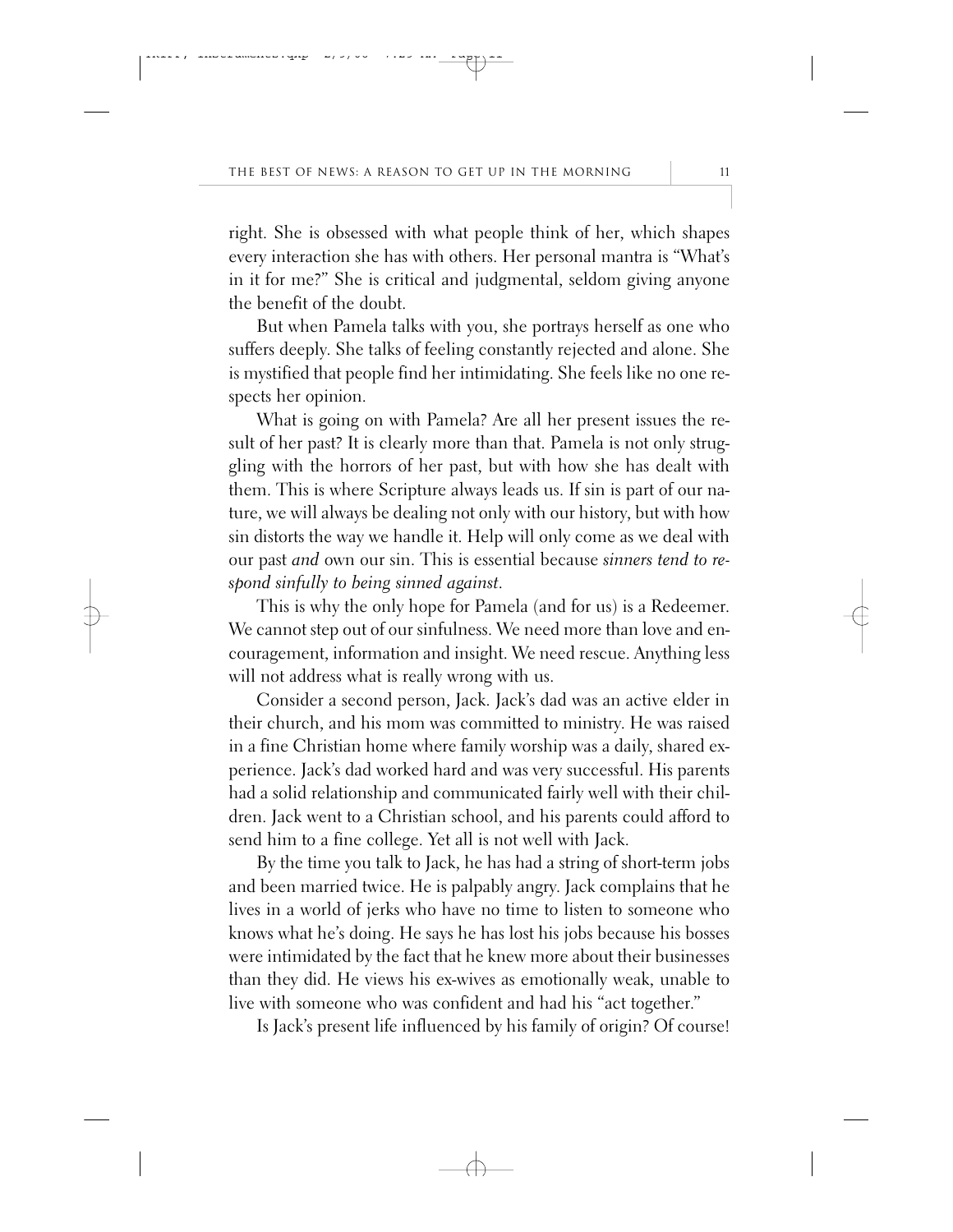right. She is obsessed with what people think of her, which shapes every interaction she has with others. Her personal mantra is "What's in it for me?" She is critical and judgmental, seldom giving anyone the benefit of the doubt.

But when Pamela talks with you, she portrays herself as one who suffers deeply. She talks of feeling constantly rejected and alone. She is mystified that people find her intimidating. She feels like no one respects her opinion.

What is going on with Pamela? Are all her present issues the result of her past? It is clearly more than that. Pamela is not only struggling with the horrors of her past, but with how she has dealt with them. This is where Scripture always leads us. If sin is part of our nature, we will always be dealing not only with our history, but with how sin distorts the way we handle it. Help will only come as we deal with our past *and* own our sin. This is essential because *sinners tend to respond sinfully to being sinned against*.

This is why the only hope for Pamela (and for us) is a Redeemer. We cannot step out of our sinfulness. We need more than love and encouragement, information and insight. We need rescue. Anything less will not address what is really wrong with us.

Consider a second person, Jack. Jack's dad was an active elder in their church, and his mom was committed to ministry. He was raised in a fine Christian home where family worship was a daily, shared experience. Jack's dad worked hard and was very successful. His parents had a solid relationship and communicated fairly well with their children. Jack went to a Christian school, and his parents could afford to send him to a fine college. Yet all is not well with Jack.

By the time you talk to Jack, he has had a string of short-term jobs and been married twice. He is palpably angry. Jack complains that he lives in a world of jerks who have no time to listen to someone who knows what he's doing. He says he has lost his jobs because his bosses were intimidated by the fact that he knew more about their businesses than they did. He views his ex-wives as emotionally weak, unable to live with someone who was confident and had his "act together."

Is Jack's present life influenced by his family of origin? Of course!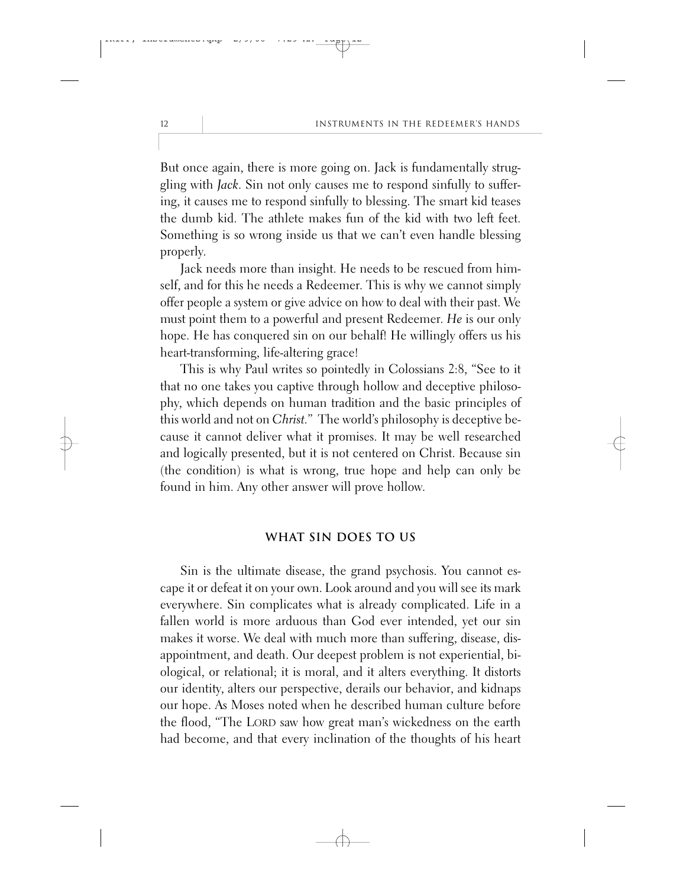But once again, there is more going on. Jack is fundamentally struggling with *Jack*. Sin not only causes me to respond sinfully to suffering, it causes me to respond sinfully to blessing. The smart kid teases the dumb kid. The athlete makes fun of the kid with two left feet. Something is so wrong inside us that we can't even handle blessing properly.

Jack needs more than insight. He needs to be rescued from himself, and for this he needs a Redeemer. This is why we cannot simply offer people a system or give advice on how to deal with their past. We must point them to a powerful and present Redeemer. *He* is our only hope. He has conquered sin on our behalf! He willingly offers us his heart-transforming, life-altering grace!

This is why Paul writes so pointedly in Colossians 2:8, "See to it that no one takes you captive through hollow and deceptive philosophy, which depends on human tradition and the basic principles of this world and not on *Christ*." The world's philosophy is deceptive because it cannot deliver what it promises. It may be well researched and logically presented, but it is not centered on Christ. Because sin (the condition) is what is wrong, true hope and help can only be found in him. Any other answer will prove hollow.

## WHAT SIN DOES TO US

Sin is the ultimate disease, the grand psychosis. You cannot escape it or defeat it on your own. Look around and you will see its mark everywhere. Sin complicates what is already complicated. Life in a fallen world is more arduous than God ever intended, yet our sin makes it worse. We deal with much more than suffering, disease, disappointment, and death. Our deepest problem is not experiential, biological, or relational; it is moral, and it alters everything. It distorts our identity, alters our perspective, derails our behavior, and kidnaps our hope. As Moses noted when he described human culture before the flood, "The LORD saw how great man's wickedness on the earth had become, and that every inclination of the thoughts of his heart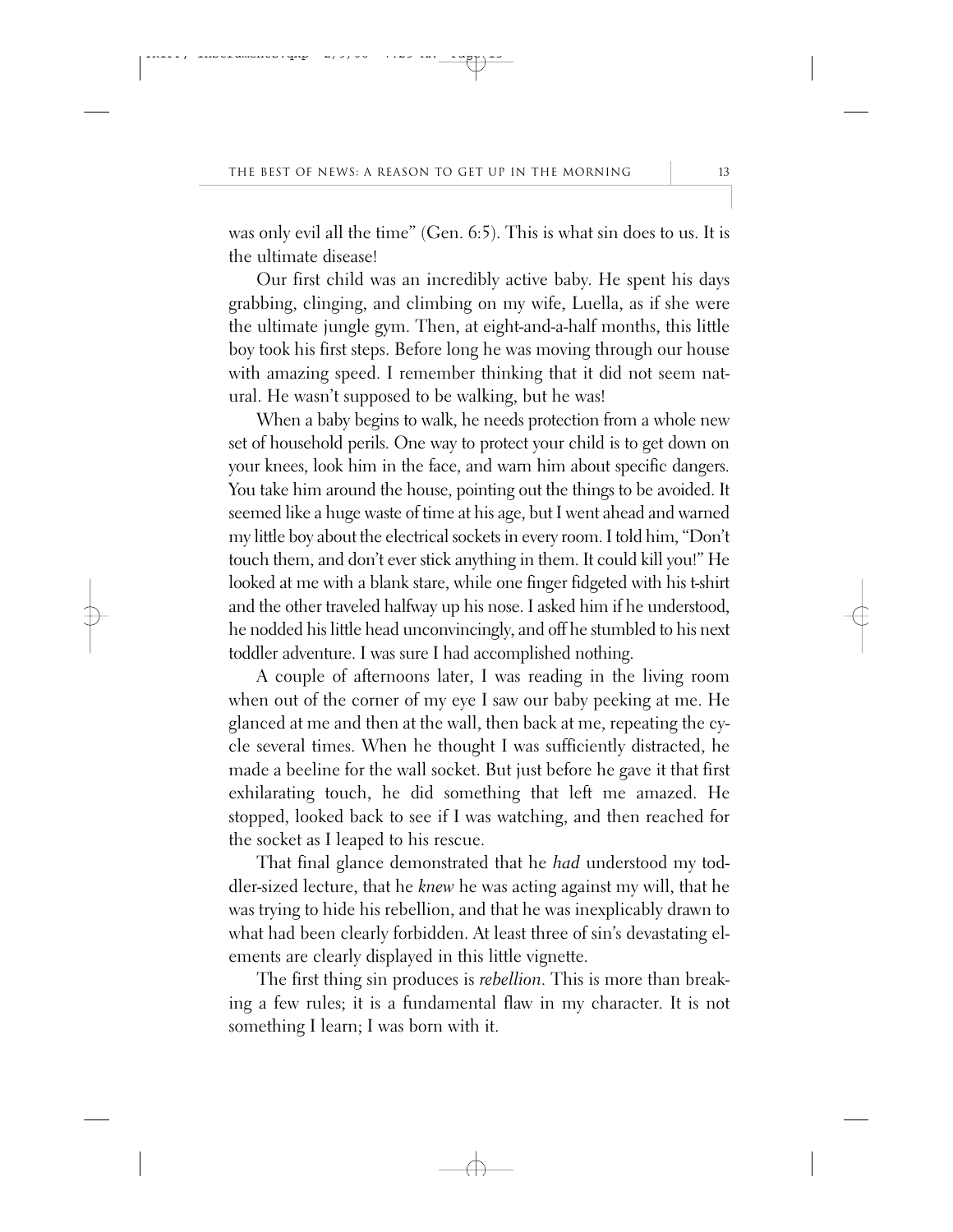was only evil all the time" (Gen. 6:5). This is what sin does to us. It is the ultimate disease!

Our first child was an incredibly active baby. He spent his days grabbing, clinging, and climbing on my wife, Luella, as if she were the ultimate jungle gym. Then, at eight-and-a-half months, this little boy took his first steps. Before long he was moving through our house with amazing speed. I remember thinking that it did not seem natural. He wasn't supposed to be walking, but he was!

When a baby begins to walk, he needs protection from a whole new set of household perils. One way to protect your child is to get down on your knees, look him in the face, and warn him about specific dangers. You take him around the house, pointing out the things to be avoided. It seemed like a huge waste of time at his age, but I went ahead and warned my little boy about the electrical sockets in every room. I told him, "Don't touch them, and don't ever stick anything in them. It could kill you!" He looked at me with a blank stare, while one finger fidgeted with his t-shirt and the other traveled halfway up his nose. I asked him if he understood, he nodded his little head unconvincingly, and off he stumbled to his next toddler adventure. I was sure I had accomplished nothing.

A couple of afternoons later, I was reading in the living room when out of the corner of my eye I saw our baby peeking at me. He glanced at me and then at the wall, then back at me, repeating the cycle several times. When he thought I was sufficiently distracted, he made a beeline for the wall socket. But just before he gave it that first exhilarating touch, he did something that left me amazed. He stopped, looked back to see if I was watching, and then reached for the socket as I leaped to his rescue.

That final glance demonstrated that he *had* understood my toddler-sized lecture, that he *knew* he was acting against my will, that he was trying to hide his rebellion, and that he was inexplicably drawn to what had been clearly forbidden. At least three of sin's devastating elements are clearly displayed in this little vignette.

The first thing sin produces is *rebellion*. This is more than breaking a few rules; it is a fundamental flaw in my character. It is not something I learn; I was born with it.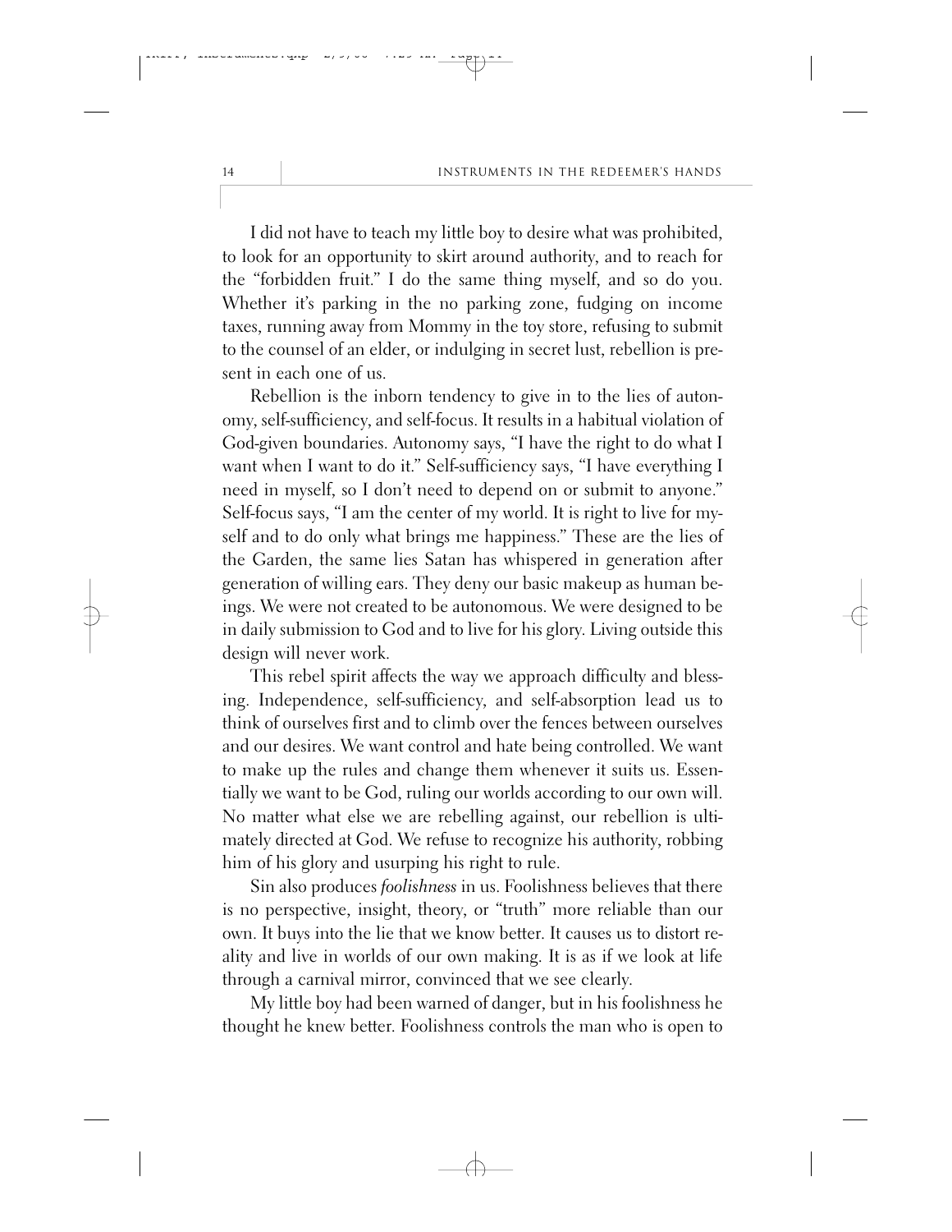I did not have to teach my little boy to desire what was prohibited, to look for an opportunity to skirt around authority, and to reach for the "forbidden fruit." I do the same thing myself, and so do you. Whether it's parking in the no parking zone, fudging on income taxes, running away from Mommy in the toy store, refusing to submit to the counsel of an elder, or indulging in secret lust, rebellion is present in each one of us.

Rebellion is the inborn tendency to give in to the lies of autonomy, self-sufficiency, and self-focus. It results in a habitual violation of God-given boundaries. Autonomy says, "I have the right to do what I want when I want to do it." Self-sufficiency says, "I have everything I need in myself, so I don't need to depend on or submit to anyone." Self-focus says, "I am the center of my world. It is right to live for myself and to do only what brings me happiness." These are the lies of the Garden, the same lies Satan has whispered in generation after generation of willing ears. They deny our basic makeup as human beings. We were not created to be autonomous. We were designed to be in daily submission to God and to live for his glory. Living outside this design will never work.

This rebel spirit affects the way we approach difficulty and blessing. Independence, self-sufficiency, and self-absorption lead us to think of ourselves first and to climb over the fences between ourselves and our desires. We want control and hate being controlled. We want to make up the rules and change them whenever it suits us. Essentially we want to be God, ruling our worlds according to our own will. No matter what else we are rebelling against, our rebellion is ultimately directed at God. We refuse to recognize his authority, robbing him of his glory and usurping his right to rule.

Sin also produces *foolishness* in us. Foolishness believes that there is no perspective, insight, theory, or "truth" more reliable than our own. It buys into the lie that we know better. It causes us to distort reality and live in worlds of our own making. It is as if we look at life through a carnival mirror, convinced that we see clearly.

My little boy had been warned of danger, but in his foolishness he thought he knew better. Foolishness controls the man who is open to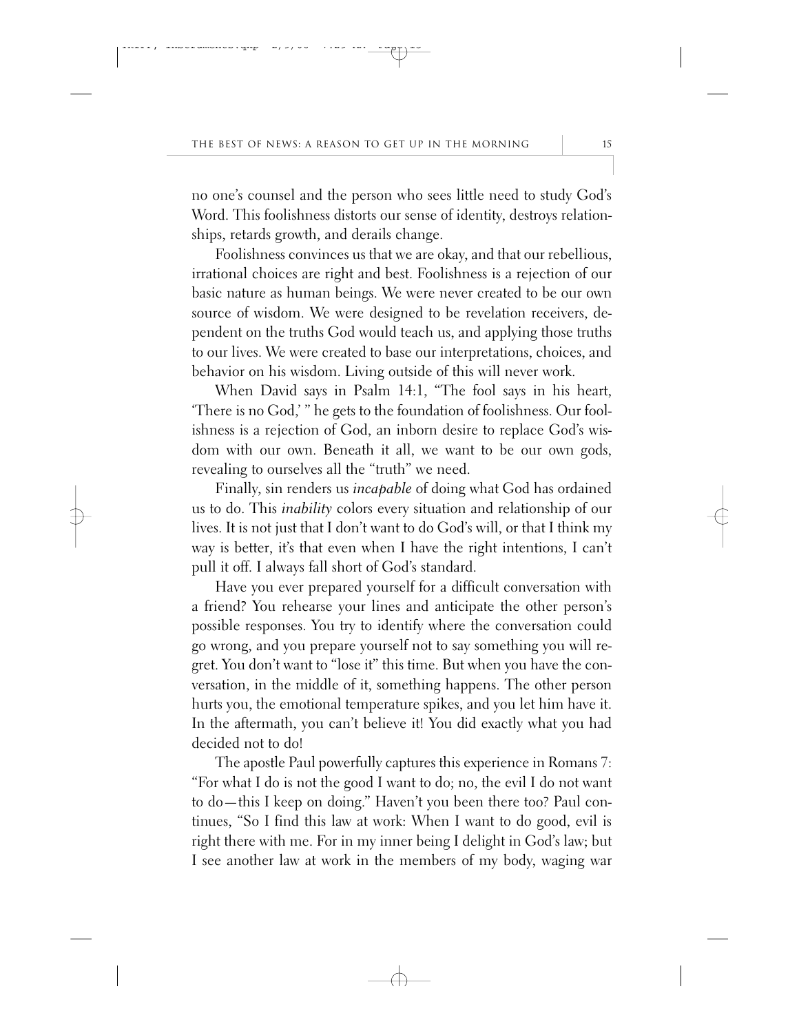no one's counsel and the person who sees little need to study God's Word. This foolishness distorts our sense of identity, destroys relationships, retards growth, and derails change.

Foolishness convinces us that we are okay, and that our rebellious, irrational choices are right and best. Foolishness is a rejection of our basic nature as human beings. We were never created to be our own source of wisdom. We were designed to be revelation receivers, dependent on the truths God would teach us, and applying those truths to our lives. We were created to base our interpretations, choices, and behavior on his wisdom. Living outside of this will never work.

When David says in Psalm 14:1, "The fool says in his heart, 'There is no God,' " he gets to the foundation of foolishness. Our foolishness is a rejection of God, an inborn desire to replace God's wisdom with our own. Beneath it all, we want to be our own gods, revealing to ourselves all the "truth" we need.

Finally, sin renders us *incapable* of doing what God has ordained us to do. This *inability* colors every situation and relationship of our lives. It is not just that I don't want to do God's will, or that I think my way is better, it's that even when I have the right intentions, I can't pull it off. I always fall short of God's standard.

Have you ever prepared yourself for a difficult conversation with a friend? You rehearse your lines and anticipate the other person's possible responses. You try to identify where the conversation could go wrong, and you prepare yourself not to say something you will regret. You don't want to "lose it" this time. But when you have the conversation, in the middle of it, something happens. The other person hurts you, the emotional temperature spikes, and you let him have it. In the aftermath, you can't believe it! You did exactly what you had decided not to do!

The apostle Paul powerfully captures this experience in Romans 7: "For what I do is not the good I want to do; no, the evil I do not want to do—this I keep on doing." Haven't you been there too? Paul continues, "So I find this law at work: When I want to do good, evil is right there with me. For in my inner being I delight in God's law; but I see another law at work in the members of my body, waging war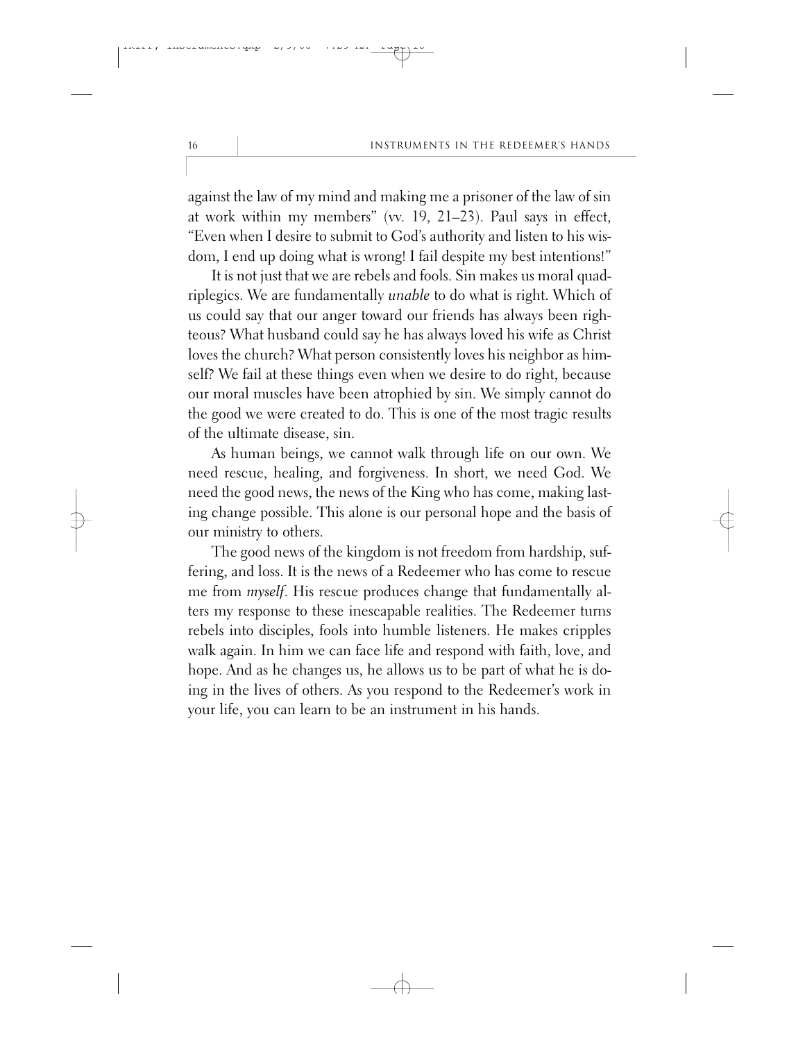against the law of my mind and making me a prisoner of the law of sin at work within my members" (vv. 19, 21–23). Paul says in effect, "Even when I desire to submit to God's authority and listen to his wisdom, I end up doing what is wrong! I fail despite my best intentions!"

It is not just that we are rebels and fools. Sin makes us moral quadriplegics. We are fundamentally *unable* to do what is right. Which of us could say that our anger toward our friends has always been righteous? What husband could say he has always loved his wife as Christ loves the church? What person consistently loves his neighbor as himself? We fail at these things even when we desire to do right, because our moral muscles have been atrophied by sin. We simply cannot do the good we were created to do. This is one of the most tragic results of the ultimate disease, sin.

As human beings, we cannot walk through life on our own. We need rescue, healing, and forgiveness. In short, we need God. We need the good news, the news of the King who has come, making lasting change possible. This alone is our personal hope and the basis of our ministry to others.

The good news of the kingdom is not freedom from hardship, suffering, and loss. It is the news of a Redeemer who has come to rescue me from *myself*. His rescue produces change that fundamentally alters my response to these inescapable realities. The Redeemer turns rebels into disciples, fools into humble listeners. He makes cripples walk again. In him we can face life and respond with faith, love, and hope. And as he changes us, he allows us to be part of what he is doing in the lives of others. As you respond to the Redeemer's work in your life, you can learn to be an instrument in his hands.